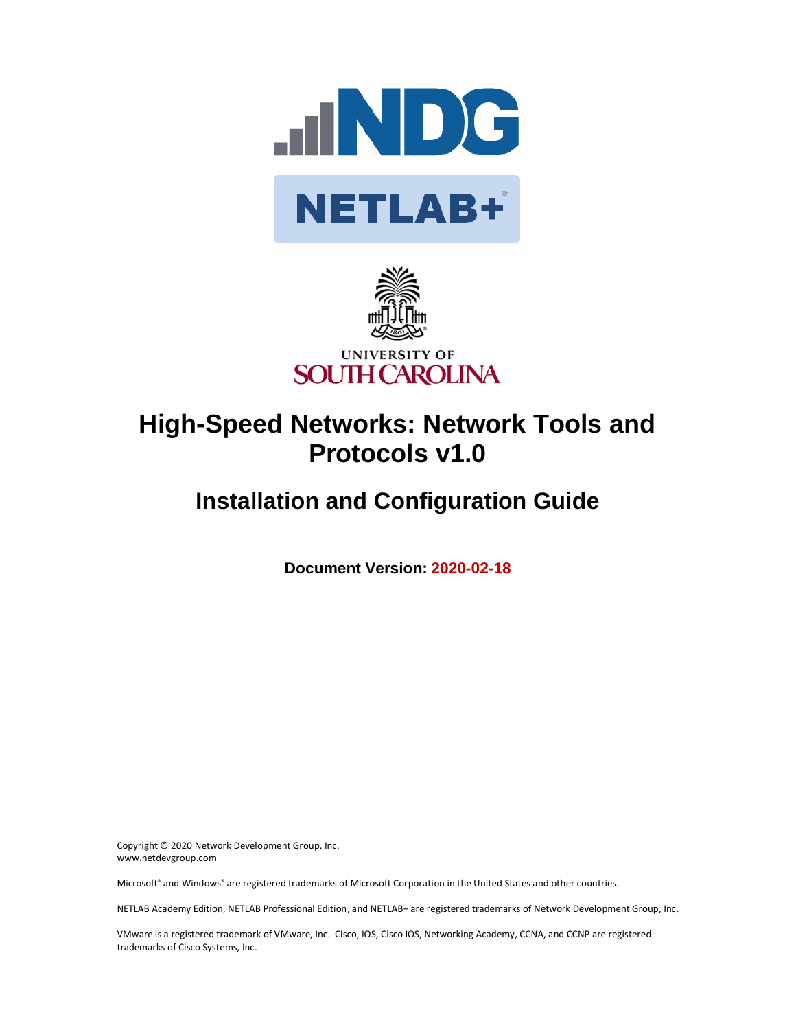# High-Speed Networks: Network Tools and Protocols v1.0

## Installation and Configuration Guide

**Document Version: 2020-02-18**

Copyright © 2020 Network Development Group, Inc.
www.netdevgroup.com

Microsoft® and Windows® are registered trademarks of Microsoft Corporation in the United States and other countries.

NETLAB Academy Edition, NETLAB Professional Edition, and NETLAB+ are registered trademarks of Network Development Group, Inc.

VMware is a registered trademark of VMware, Inc. Cisco, IOS, Cisco IOS, Networking Academy, CCNA, and CCNP are registered trademarks of Cisco Systems, Inc.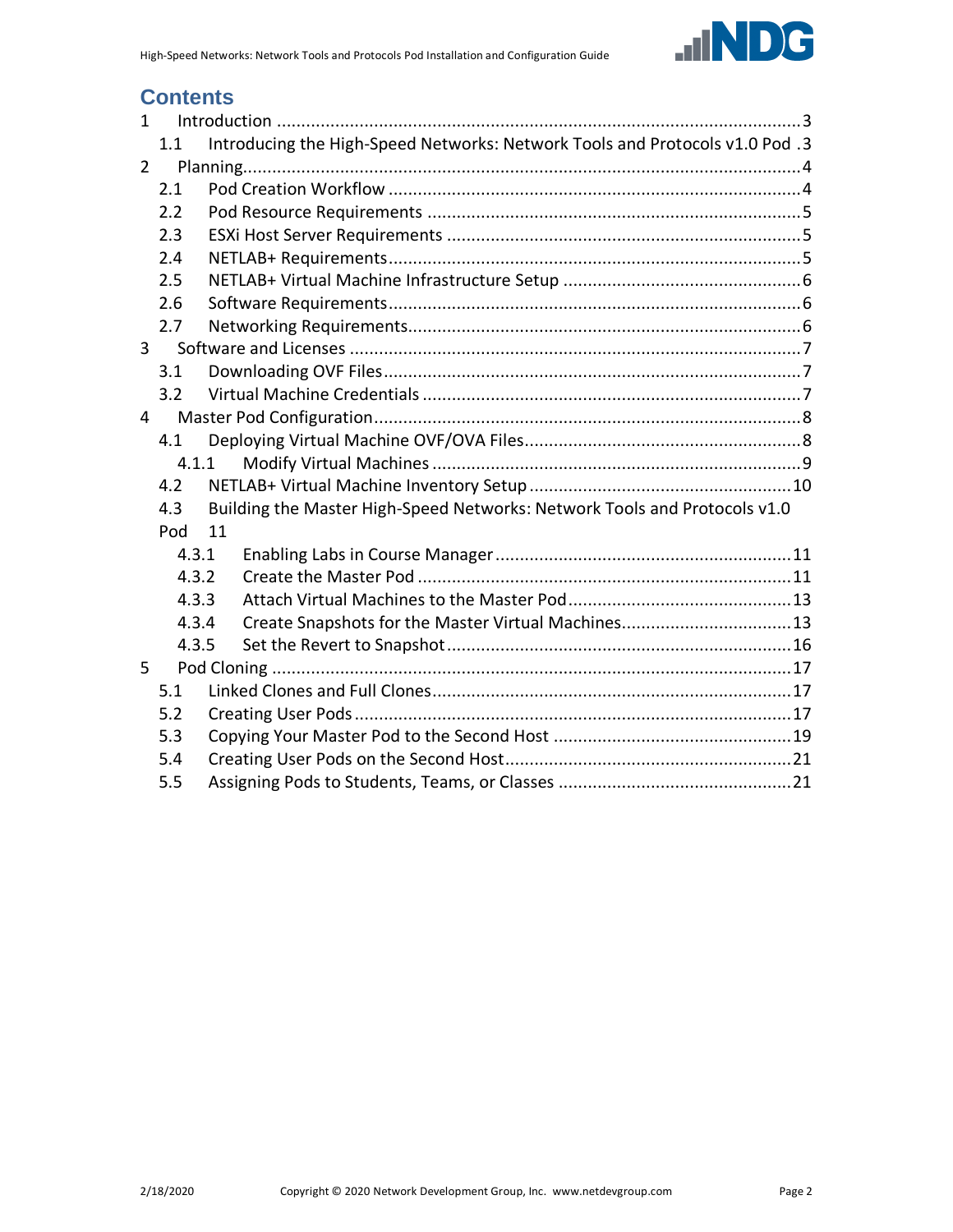# Contents

1 Introduction ....................................................................................................3
  1.1 Introducing the High-Speed Networks: Network Tools and Protocols v1.0 Pod .3
2 Planning...........................................................................................................4
  2.1 Pod Creation Workflow ...................................................................................4
  2.2 Pod Resource Requirements ...........................................................................5
  2.3 ESXi Host Server Requirements ......................................................................5
  2.4 NETLAB+ Requirements...................................................................................5
  2.5 NETLAB+ Virtual Machine Infrastructure Setup ...............................................6
  2.6 Software Requirements...................................................................................6
  2.7 Networking Requirements...............................................................................6
3 Software and Licenses ......................................................................................7
  3.1 Downloading OVF Files....................................................................................7
  3.2 Virtual Machine Credentials ...........................................................................7
4 Master Pod Configuration.................................................................................8
  4.1 Deploying Virtual Machine OVF/OVA Files.......................................................8
    4.1.1 Modify Virtual Machines ..........................................................................9
  4.2 NETLAB+ Virtual Machine Inventory Setup ....................................................10
  4.3 Building the Master High-Speed Networks: Network Tools and Protocols v1.0 Pod 11
    4.3.1 Enabling Labs in Course Manager............................................................11
    4.3.2 Create the Master Pod ...........................................................................11
    4.3.3 Attach Virtual Machines to the Master Pod.............................................13
    4.3.4 Create Snapshots for the Master Virtual Machines..................................13
    4.3.5 Set the Revert to Snapshot.....................................................................16
5 Pod Cloning ...................................................................................................17
  5.1 Linked Clones and Full Clones.......................................................................17
  5.2 Creating User Pods.......................................................................................17
  5.3 Copying Your Master Pod to the Second Host ...............................................19
  5.4 Creating User Pods on the Second Host.........................................................21
  5.5 Assigning Pods to Students, Teams, or Classes ...............................................21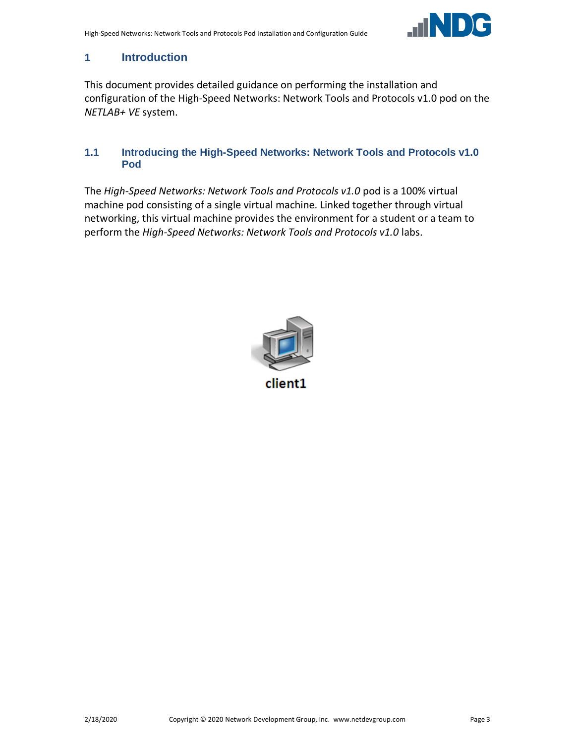# 1 Introduction

This document provides detailed guidance on performing the installation and configuration of the High-Speed Networks: Network Tools and Protocols v1.0 pod on the *NETLAB+ VE* system.

## 1.1 Introducing the High-Speed Networks: Network Tools and Protocols v1.0 Pod

The *High-Speed Networks: Network Tools and Protocols v1.0* pod is a 100% virtual machine pod consisting of a single virtual machine. Linked together through virtual networking, this virtual machine provides the environment for a student or a team to perform the *High-Speed Networks: Network Tools and Protocols v1.0* labs.

client1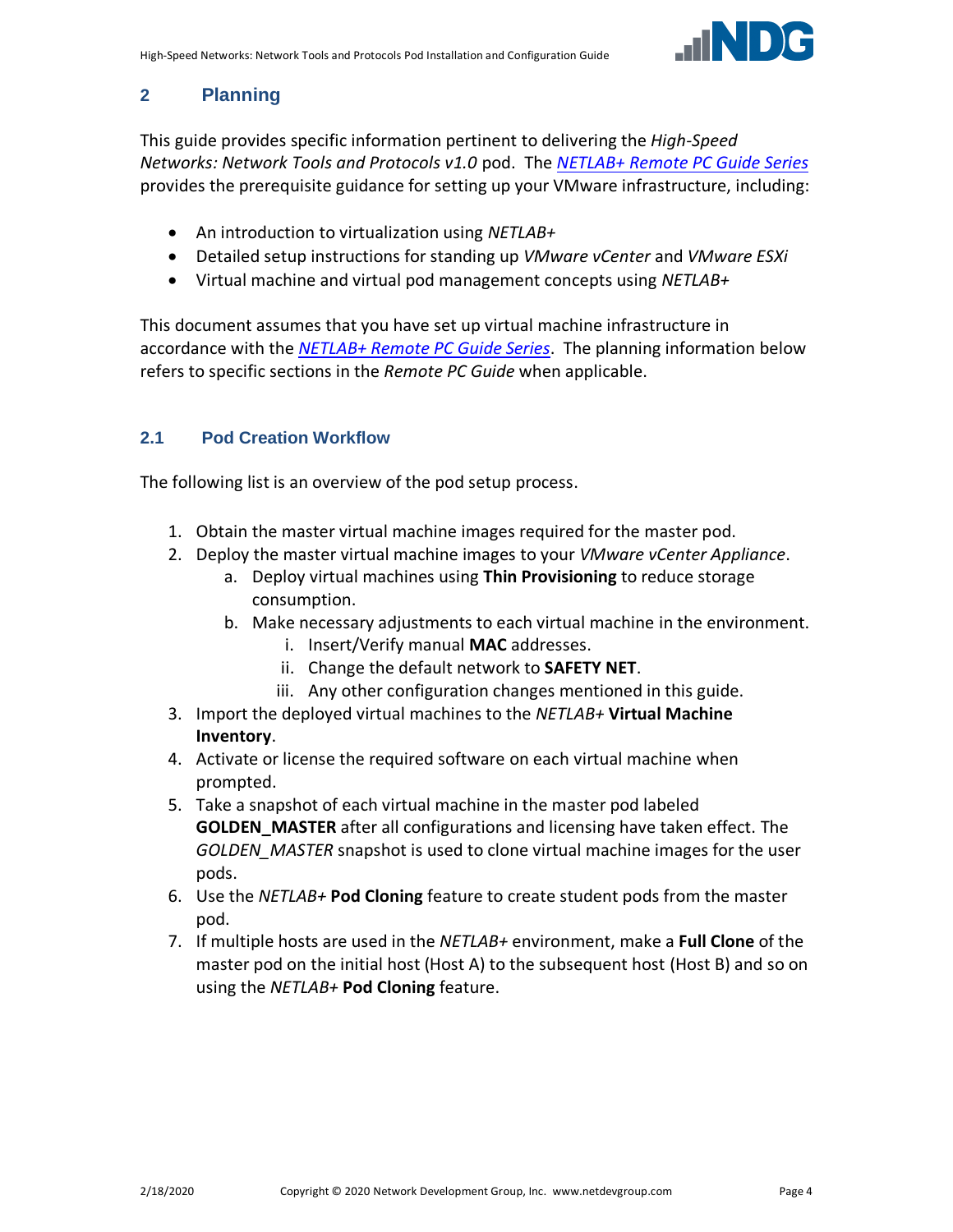## 2 Planning

This guide provides specific information pertinent to delivering the *High-Speed Networks: Network Tools and Protocols v1.0* pod. The *NETLAB+ Remote PC Guide Series* provides the prerequisite guidance for setting up your VMware infrastructure, including:

- An introduction to virtualization using *NETLAB+*
- Detailed setup instructions for standing up *VMware vCenter* and *VMware ESXi*
- Virtual machine and virtual pod management concepts using *NETLAB+*

This document assumes that you have set up virtual machine infrastructure in accordance with the *NETLAB+ Remote PC Guide Series*. The planning information below refers to specific sections in the *Remote PC Guide* when applicable.

### 2.1 Pod Creation Workflow

The following list is an overview of the pod setup process.

1. Obtain the master virtual machine images required for the master pod.
2. Deploy the master virtual machine images to your *VMware vCenter Appliance*.
   a. Deploy virtual machines using **Thin Provisioning** to reduce storage consumption.
   b. Make necessary adjustments to each virtual machine in the environment.
      i. Insert/Verify manual **MAC** addresses.
      ii. Change the default network to **SAFETY NET**.
      iii. Any other configuration changes mentioned in this guide.
3. Import the deployed virtual machines to the *NETLAB+* **Virtual Machine Inventory**.
4. Activate or license the required software on each virtual machine when prompted.
5. Take a snapshot of each virtual machine in the master pod labeled **GOLDEN_MASTER** after all configurations and licensing have taken effect. The *GOLDEN_MASTER* snapshot is used to clone virtual machine images for the user pods.
6. Use the *NETLAB+* **Pod Cloning** feature to create student pods from the master pod.
7. If multiple hosts are used in the *NETLAB+* environment, make a **Full Clone** of the master pod on the initial host (Host A) to the subsequent host (Host B) and so on using the *NETLAB+* **Pod Cloning** feature.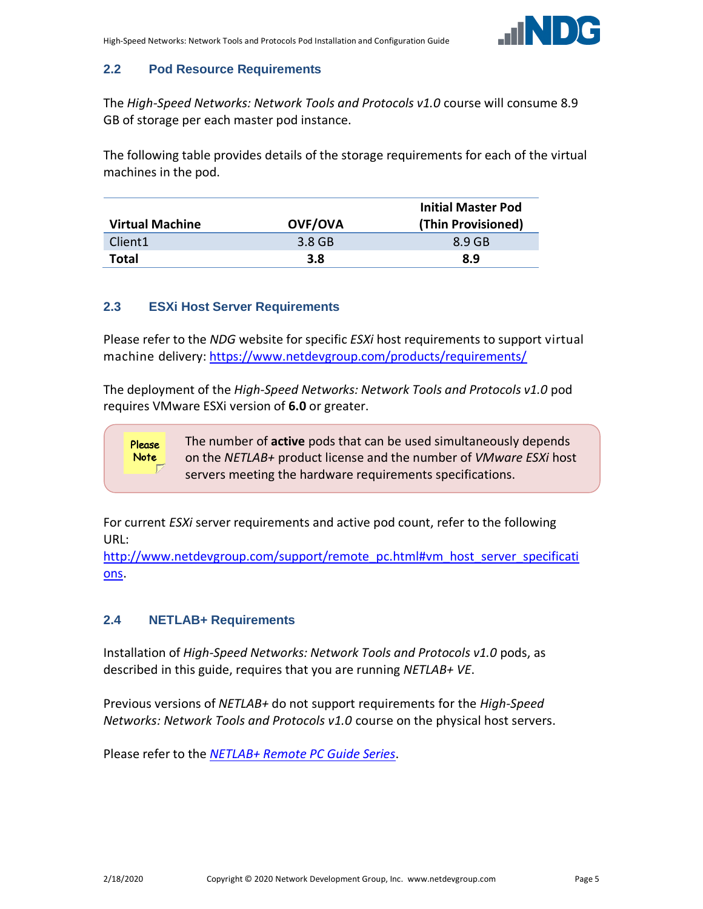### 2.2 Pod Resource Requirements

The *High-Speed Networks: Network Tools and Protocols v1.0* course will consume 8.9 GB of storage per each master pod instance.

The following table provides details of the storage requirements for each of the virtual machines in the pod.

| Virtual Machine | OVF/OVA | Initial Master Pod (Thin Provisioned) |
|---|---|---|
| Client1 | 3.8 GB | 8.9 GB |
| **Total** | **3.8** | **8.9** |

### 2.3 ESXi Host Server Requirements

Please refer to the *NDG* website for specific *ESXi* host requirements to support virtual machine delivery: https://www.netdevgroup.com/products/requirements/

The deployment of the *High-Speed Networks: Network Tools and Protocols v1.0* pod requires VMware ESXi version of **6.0** or greater.

Please Note

The number of **active** pods that can be used simultaneously depends on the *NETLAB+* product license and the number of *VMware ESXi* host servers meeting the hardware requirements specifications.

For current *ESXi* server requirements and active pod count, refer to the following URL:
http://www.netdevgroup.com/support/remote_pc.html#vm_host_server_specifications.

### 2.4 NETLAB+ Requirements

Installation of *High-Speed Networks: Network Tools and Protocols v1.0* pods, as described in this guide, requires that you are running *NETLAB+ VE*.

Previous versions of *NETLAB+* do not support requirements for the *High-Speed Networks: Network Tools and Protocols v1.0* course on the physical host servers.

Please refer to the *NETLAB+ Remote PC Guide Series*.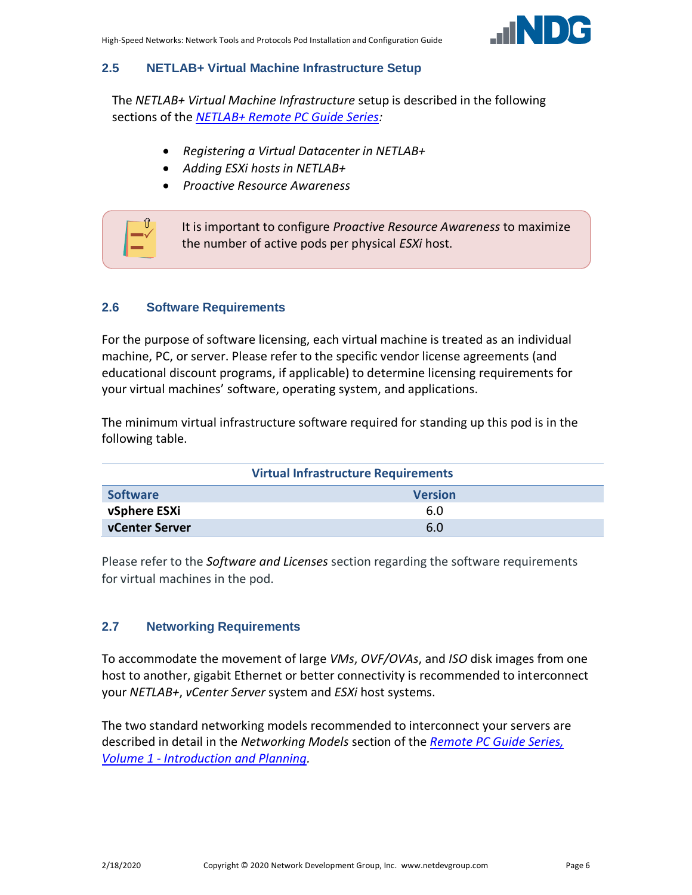## 2.5 NETLAB+ Virtual Machine Infrastructure Setup

The *NETLAB+ Virtual Machine Infrastructure* setup is described in the following sections of the [*NETLAB+ Remote PC Guide Series*](#):

- *Registering a Virtual Datacenter in NETLAB+*
- *Adding ESXi hosts in NETLAB+*
- *Proactive Resource Awareness*

> It is important to configure *Proactive Resource Awareness* to maximize the number of active pods per physical *ESXi* host.

## 2.6 Software Requirements

For the purpose of software licensing, each virtual machine is treated as an individual machine, PC, or server. Please refer to the specific vendor license agreements (and educational discount programs, if applicable) to determine licensing requirements for your virtual machines' software, operating system, and applications.

The minimum virtual infrastructure software required for standing up this pod is in the following table.

**Virtual Infrastructure Requirements**

| Software | Version |
| --- | --- |
| **vSphere ESXi** | 6.0 |
| **vCenter Server** | 6.0 |

Please refer to the *Software and Licenses* section regarding the software requirements for virtual machines in the pod.

## 2.7 Networking Requirements

To accommodate the movement of large *VMs*, *OVF/OVAs*, and *ISO* disk images from one host to another, gigabit Ethernet or better connectivity is recommended to interconnect your *NETLAB+*, *vCenter Server* system and *ESXi* host systems.

The two standard networking models recommended to interconnect your servers are described in detail in the *Networking Models* section of the [*Remote PC Guide Series, Volume 1 - Introduction and Planning*](#).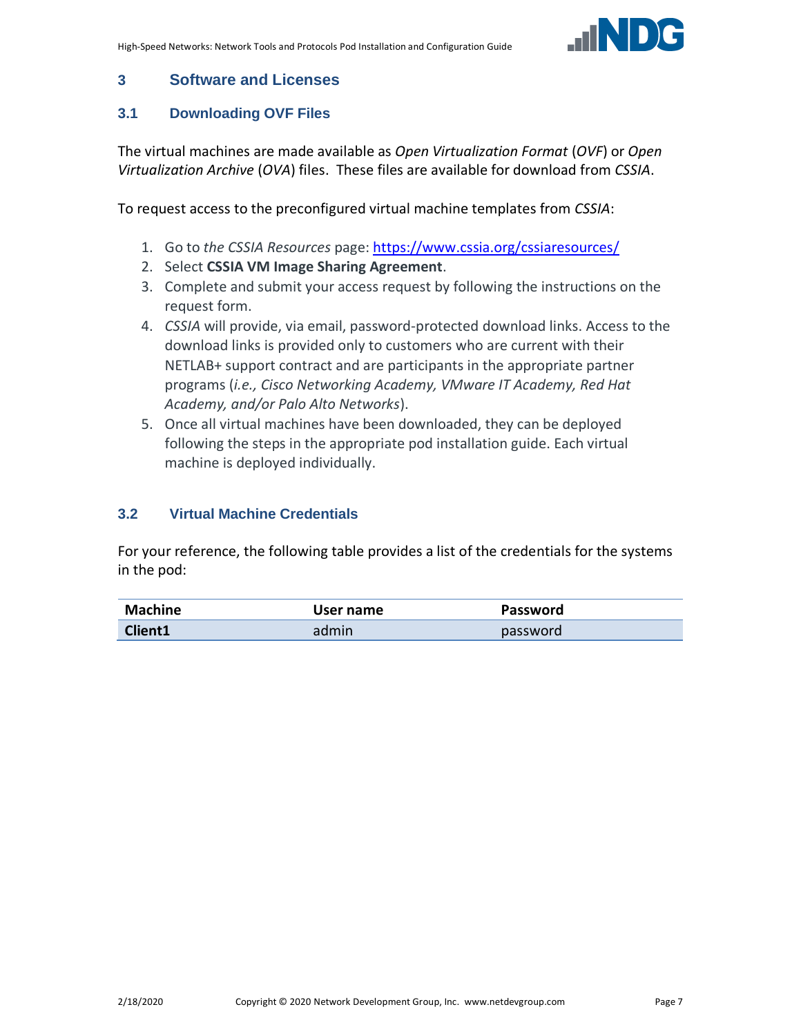# 3 Software and Licenses

## 3.1 Downloading OVF Files

The virtual machines are made available as *Open Virtualization Format* (*OVF*) or *Open Virtualization Archive* (*OVA*) files. These files are available for download from *CSSIA*.

To request access to the preconfigured virtual machine templates from *CSSIA*:

1. Go to *the CSSIA Resources* page: [https://www.cssia.org/cssiaresources/](https://www.cssia.org/cssiaresources/)
2. Select **CSSIA VM Image Sharing Agreement**.
3. Complete and submit your access request by following the instructions on the request form.
4. *CSSIA* will provide, via email, password-protected download links. Access to the download links is provided only to customers who are current with their NETLAB+ support contract and are participants in the appropriate partner programs (*i.e., Cisco Networking Academy, VMware IT Academy, Red Hat Academy, and/or Palo Alto Networks*).
5. Once all virtual machines have been downloaded, they can be deployed following the steps in the appropriate pod installation guide. Each virtual machine is deployed individually.

## 3.2 Virtual Machine Credentials

For your reference, the following table provides a list of the credentials for the systems in the pod:

| Machine | User name | Password |
|---|---|---|
| **Client1** | admin | password |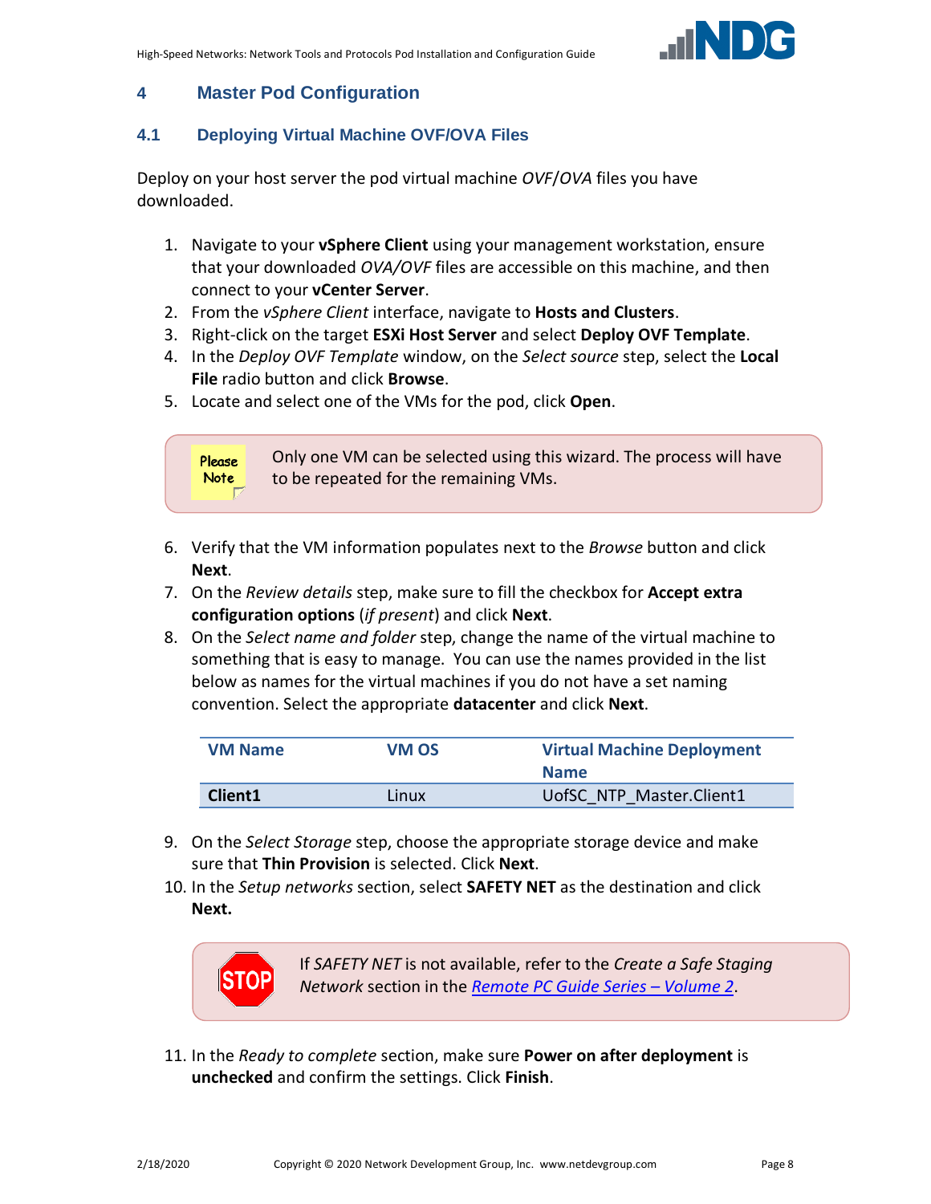# 4 Master Pod Configuration

## 4.1 Deploying Virtual Machine OVF/OVA Files

Deploy on your host server the pod virtual machine *OVF*/*OVA* files you have downloaded.

1. Navigate to your **vSphere Client** using your management workstation, ensure that your downloaded *OVA/OVF* files are accessible on this machine, and then connect to your **vCenter Server**.
2. From the *vSphere Client* interface, navigate to **Hosts and Clusters**.
3. Right-click on the target **ESXi Host Server** and select **Deploy OVF Template**.
4. In the *Deploy OVF Template* window, on the *Select source* step, select the **Local File** radio button and click **Browse**.
5. Locate and select one of the VMs for the pod, click **Open**.

> Please Note: Only one VM can be selected using this wizard. The process will have to be repeated for the remaining VMs.

6. Verify that the VM information populates next to the *Browse* button and click **Next**.
7. On the *Review details* step, make sure to fill the checkbox for **Accept extra configuration options** (*if present*) and click **Next**.
8. On the *Select name and folder* step, change the name of the virtual machine to something that is easy to manage. You can use the names provided in the list below as names for the virtual machines if you do not have a set naming convention. Select the appropriate **datacenter** and click **Next**.

| VM Name | VM OS | Virtual Machine Deployment Name |
|---|---|---|
| **Client1** | Linux | UofSC_NTP_Master.Client1 |

9. On the *Select Storage* step, choose the appropriate storage device and make sure that **Thin Provision** is selected. Click **Next**.
10. In the *Setup networks* section, select **SAFETY NET** as the destination and click **Next.**

> STOP: If *SAFETY NET* is not available, refer to the *Create a Safe Staging Network* section in the *Remote PC Guide Series – Volume 2*.

11. In the *Ready to complete* section, make sure **Power on after deployment** is **unchecked** and confirm the settings. Click **Finish**.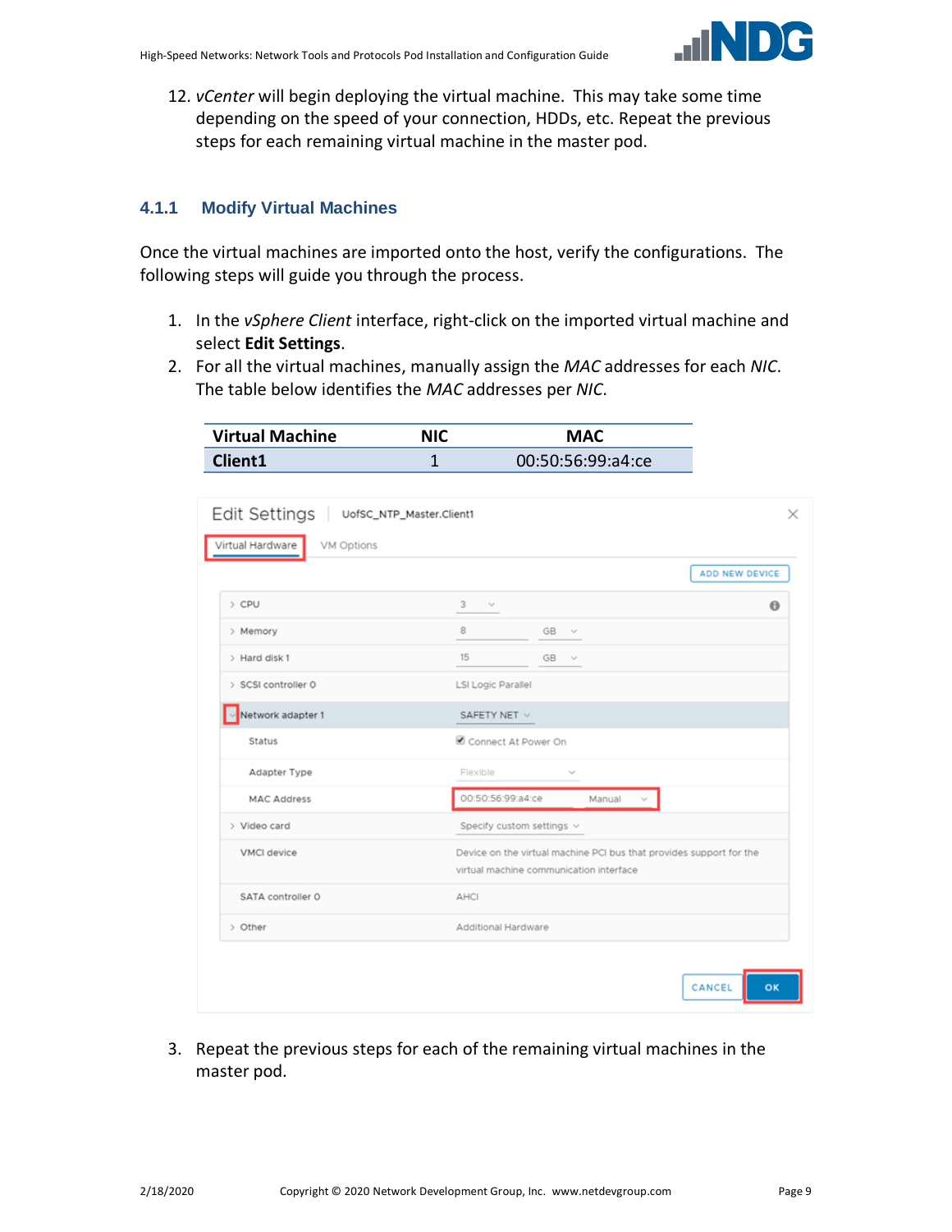12. *vCenter* will begin deploying the virtual machine. This may take some time depending on the speed of your connection, HDDs, etc. Repeat the previous steps for each remaining virtual machine in the master pod.

### 4.1.1 Modify Virtual Machines

Once the virtual machines are imported onto the host, verify the configurations. The following steps will guide you through the process.

1. In the *vSphere Client* interface, right-click on the imported virtual machine and select **Edit Settings**.
2. For all the virtual machines, manually assign the *MAC* addresses for each *NIC*. The table below identifies the *MAC* addresses per *NIC*.

| Virtual Machine | NIC | MAC |
| --- | --- | --- |
| **Client1** | 1 | 00:50:56:99:a4:ce |

3. Repeat the previous steps for each of the remaining virtual machines in the master pod.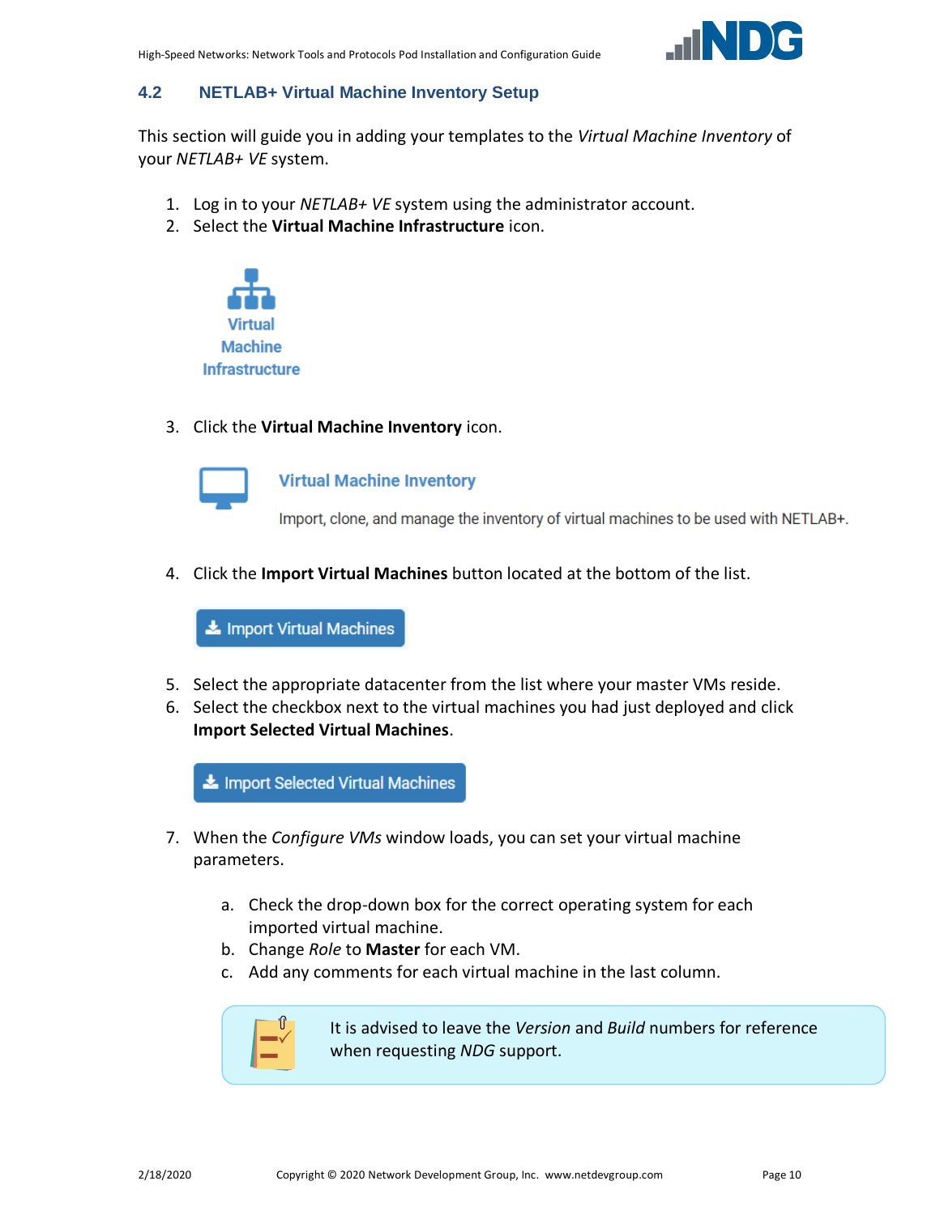## 4.2 NETLAB+ Virtual Machine Inventory Setup

This section will guide you in adding your templates to the *Virtual Machine Inventory* of your *NETLAB+ VE* system.

1. Log in to your *NETLAB+ VE* system using the administrator account.
2. Select the **Virtual Machine Infrastructure** icon.

   Virtual Machine Infrastructure

3. Click the **Virtual Machine Inventory** icon.

   Virtual Machine Inventory

   Import, clone, and manage the inventory of virtual machines to be used with NETLAB+.

4. Click the **Import Virtual Machines** button located at the bottom of the list.

   Import Virtual Machines

5. Select the appropriate datacenter from the list where your master VMs reside.
6. Select the checkbox next to the virtual machines you had just deployed and click **Import Selected Virtual Machines**.

   Import Selected Virtual Machines

7. When the *Configure VMs* window loads, you can set your virtual machine parameters.
   a. Check the drop-down box for the correct operating system for each imported virtual machine.
   b. Change *Role* to **Master** for each VM.
   c. Add any comments for each virtual machine in the last column.

   It is advised to leave the *Version* and *Build* numbers for reference when requesting *NDG* support.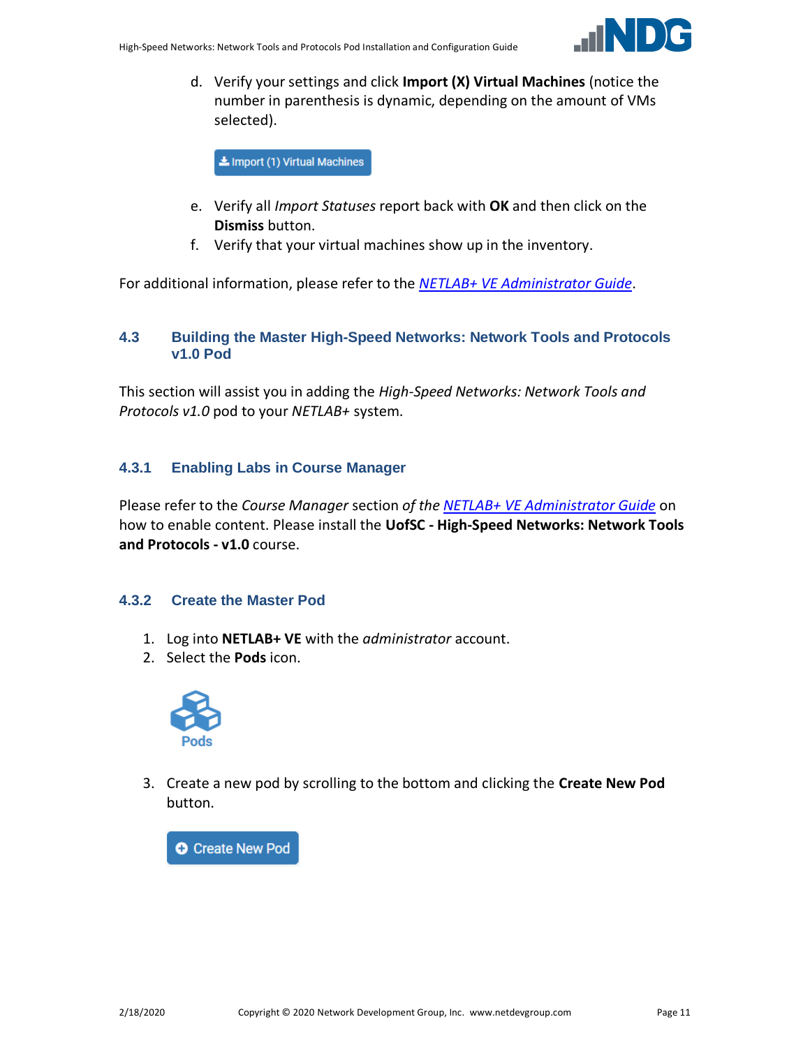d. Verify your settings and click **Import (X) Virtual Machines** (notice the number in parenthesis is dynamic, depending on the amount of VMs selected).

e. Verify all *Import Statuses* report back with **OK** and then click on the **Dismiss** button.

f. Verify that your virtual machines show up in the inventory.

For additional information, please refer to the *NETLAB+ VE Administrator Guide*.

### 4.3 Building the Master High-Speed Networks: Network Tools and Protocols v1.0 Pod

This section will assist you in adding the *High-Speed Networks: Network Tools and Protocols v1.0* pod to your *NETLAB+* system.

#### 4.3.1 Enabling Labs in Course Manager

Please refer to the *Course Manager* section *of the NETLAB+ VE Administrator Guide* on how to enable content. Please install the **UofSC - High-Speed Networks: Network Tools and Protocols - v1.0** course.

#### 4.3.2 Create the Master Pod

1. Log into **NETLAB+ VE** with the *administrator* account.
2. Select the **Pods** icon.
3. Create a new pod by scrolling to the bottom and clicking the **Create New Pod** button.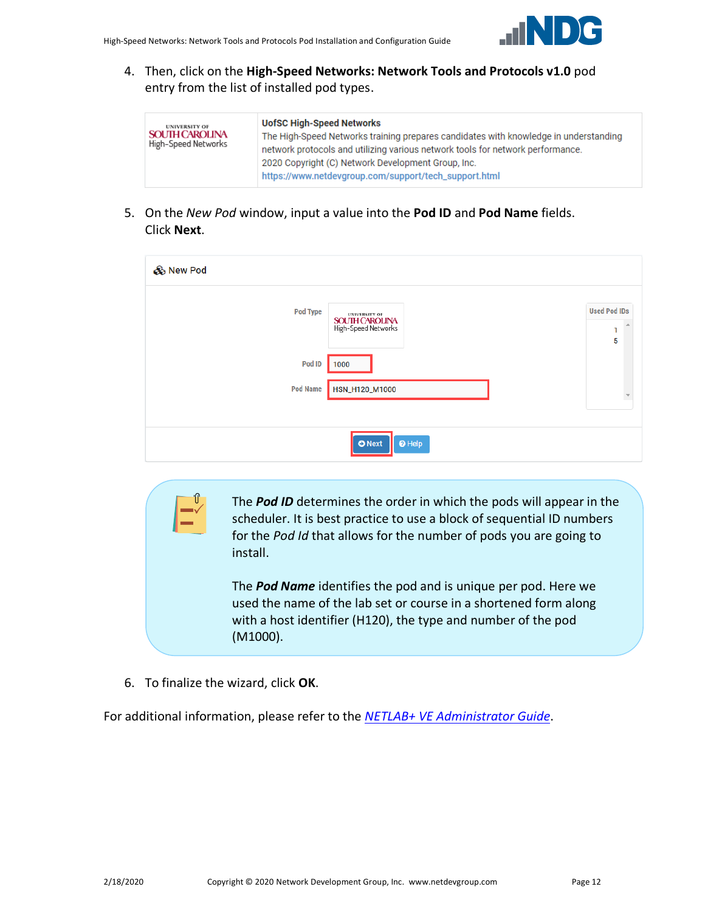4. Then, click on the **High-Speed Networks: Network Tools and Protocols v1.0** pod entry from the list of installed pod types.

| UNIVERSITY OF SOUTH CAROLINA High-Speed Networks | **UofSC High-Speed Networks** The High-Speed Networks training prepares candidates with knowledge in understanding network protocols and utilizing various network tools for network performance. 2020 Copyright (C) Network Development Group, Inc. https://www.netdevgroup.com/support/tech_support.html |
|---|---|

5. On the *New Pod* window, input a value into the **Pod ID** and **Pod Name** fields. Click **Next**.

New Pod

Pod Type: UNIVERSITY OF SOUTH CAROLINA High-Speed Networks

Pod ID: 1000

Pod Name: HSN_H120_M1000

Used Pod IDs: 1, 5

Next | Help

> The ***Pod ID*** determines the order in which the pods will appear in the scheduler. It is best practice to use a block of sequential ID numbers for the *Pod Id* that allows for the number of pods you are going to install.
>
> The ***Pod Name*** identifies the pod and is unique per pod. Here we used the name of the lab set or course in a shortened form along with a host identifier (H120), the type and number of the pod (M1000).

6. To finalize the wizard, click **OK**.

For additional information, please refer to the *NETLAB+ VE Administrator Guide*.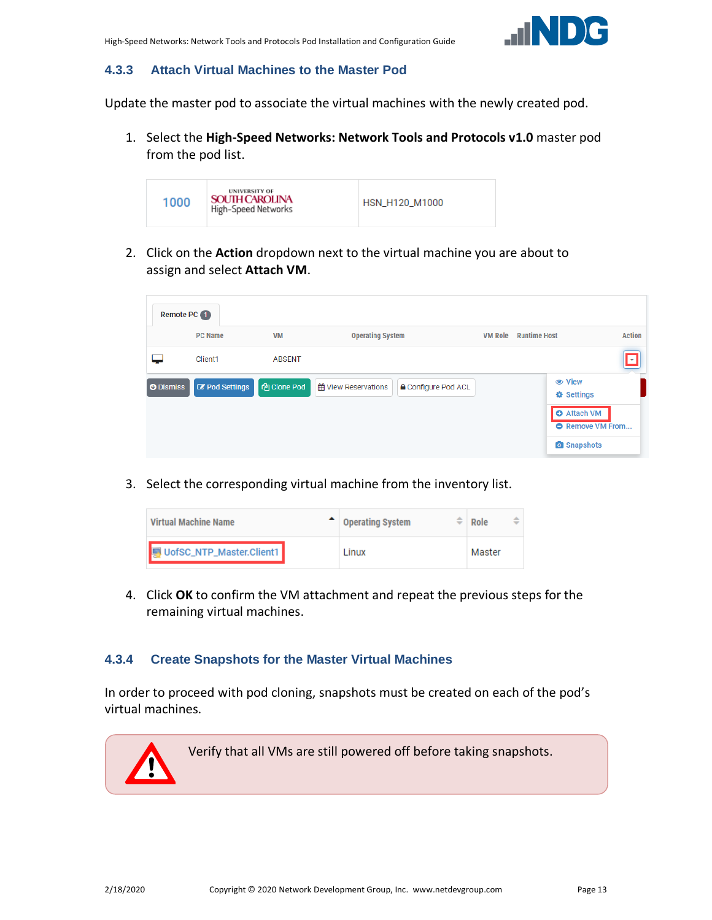### 4.3.3 Attach Virtual Machines to the Master Pod

Update the master pod to associate the virtual machines with the newly created pod.

1. Select the **High-Speed Networks: Network Tools and Protocols v1.0** master pod from the pod list.

| 1000 | UNIVERSITY OF SOUTH CAROLINA High-Speed Networks | HSN_H120_M1000 |
|---|---|---|

2. Click on the **Action** dropdown next to the virtual machine you are about to assign and select **Attach VM**.

3. Select the corresponding virtual machine from the inventory list.

| Virtual Machine Name | Operating System | Role |
|---|---|---|
| UofSC_NTP_Master.Client1 | Linux | Master |

4. Click **OK** to confirm the VM attachment and repeat the previous steps for the remaining virtual machines.

### 4.3.4 Create Snapshots for the Master Virtual Machines

In order to proceed with pod cloning, snapshots must be created on each of the pod's virtual machines.

> Verify that all VMs are still powered off before taking snapshots.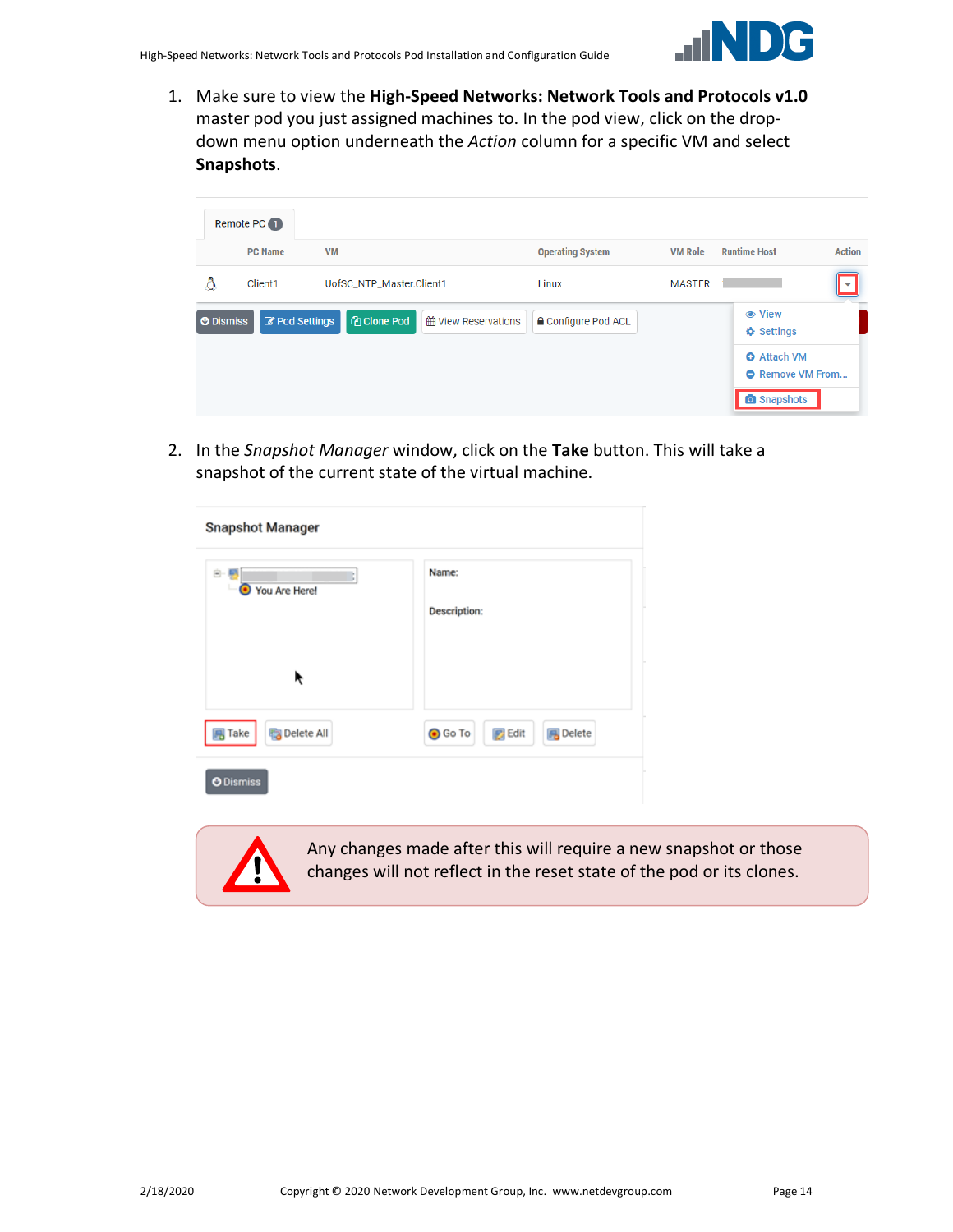1. Make sure to view the **High-Speed Networks: Network Tools and Protocols v1.0** master pod you just assigned machines to. In the pod view, click on the drop-down menu option underneath the *Action* column for a specific VM and select **Snapshots**.

2. In the *Snapshot Manager* window, click on the **Take** button. This will take a snapshot of the current state of the virtual machine.

Any changes made after this will require a new snapshot or those changes will not reflect in the reset state of the pod or its clones.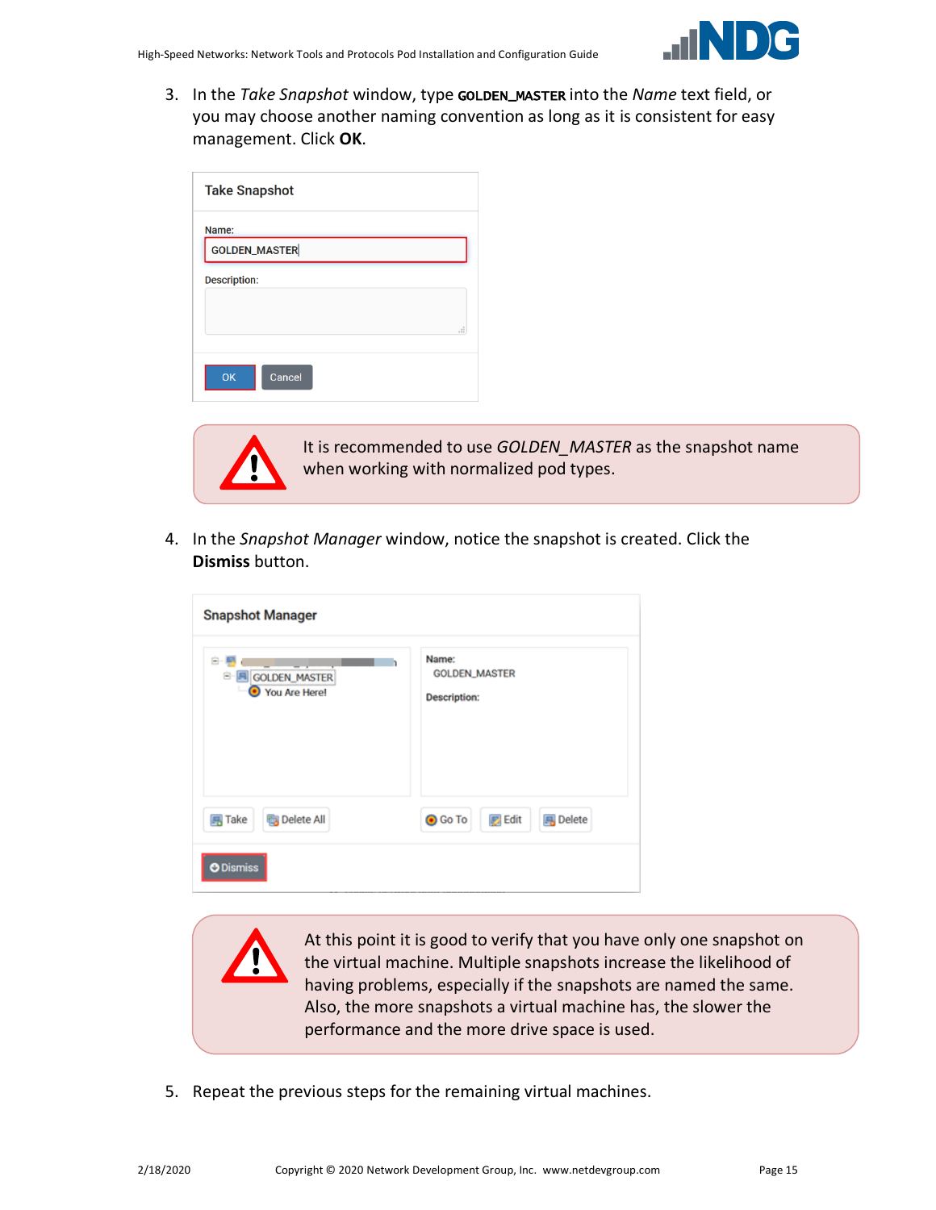3. In the *Take Snapshot* window, type **GOLDEN_MASTER** into the *Name* text field, or you may choose another naming convention as long as it is consistent for easy management. Click **OK**.

It is recommended to use *GOLDEN_MASTER* as the snapshot name when working with normalized pod types.

4. In the *Snapshot Manager* window, notice the snapshot is created. Click the **Dismiss** button.

At this point it is good to verify that you have only one snapshot on the virtual machine. Multiple snapshots increase the likelihood of having problems, especially if the snapshots are named the same. Also, the more snapshots a virtual machine has, the slower the performance and the more drive space is used.

5. Repeat the previous steps for the remaining virtual machines.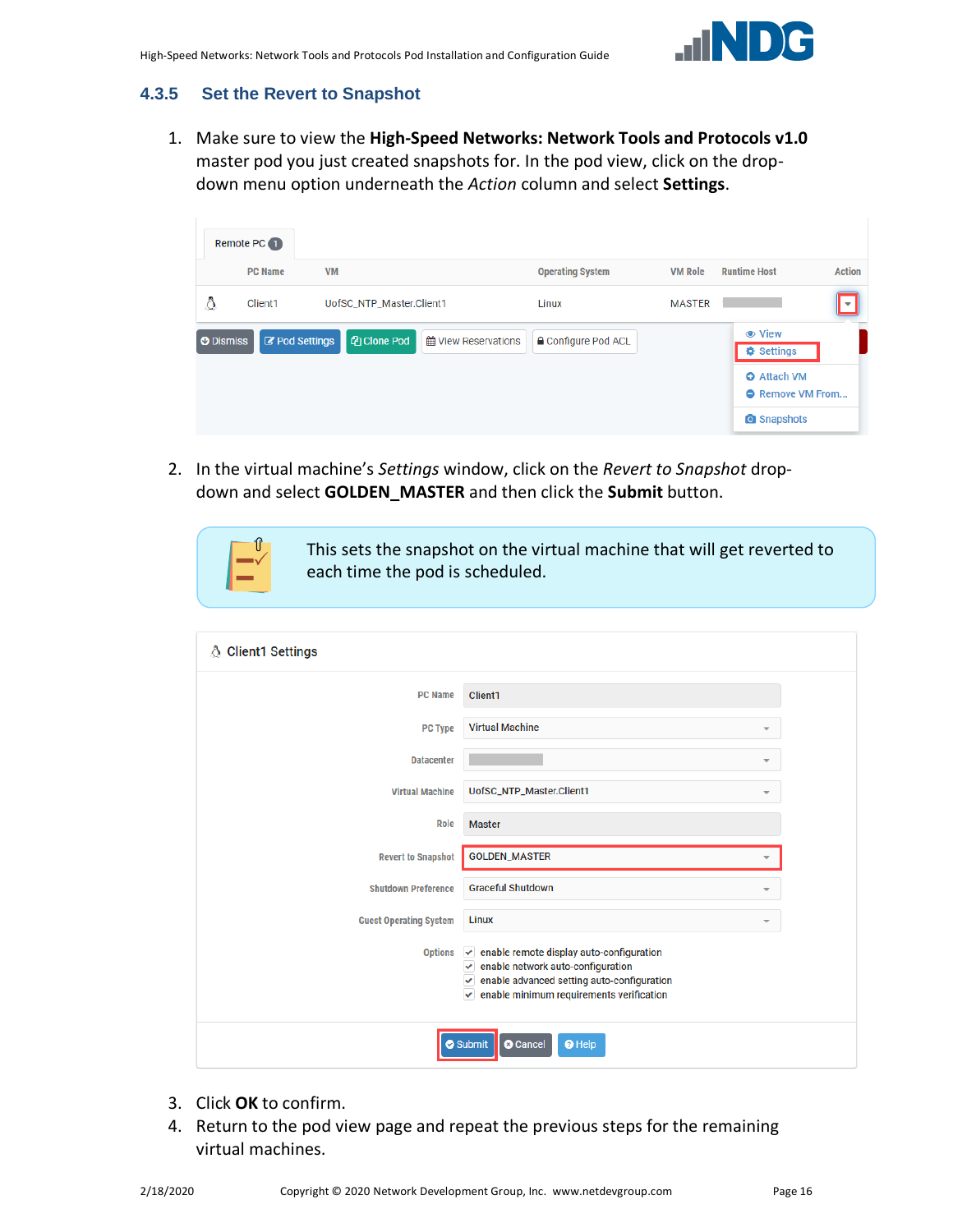### 4.3.5 Set the Revert to Snapshot

1. Make sure to view the **High-Speed Networks: Network Tools and Protocols v1.0** master pod you just created snapshots for. In the pod view, click on the drop-down menu option underneath the *Action* column and select **Settings**.

2. In the virtual machine's *Settings* window, click on the *Revert to Snapshot* drop-down and select **GOLDEN_MASTER** and then click the **Submit** button.

   This sets the snapshot on the virtual machine that will get reverted to each time the pod is scheduled.

3. Click **OK** to confirm.
4. Return to the pod view page and repeat the previous steps for the remaining virtual machines.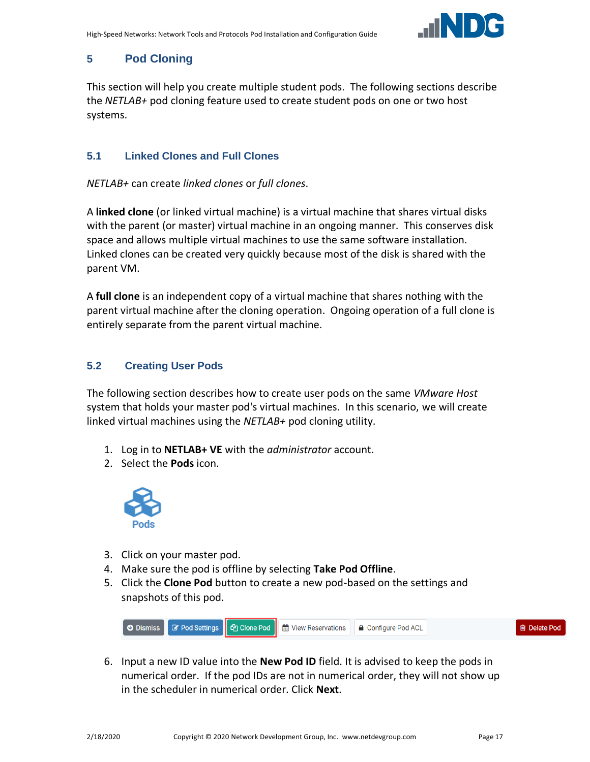## 5 Pod Cloning

This section will help you create multiple student pods. The following sections describe the *NETLAB+* pod cloning feature used to create student pods on one or two host systems.

### 5.1 Linked Clones and Full Clones

*NETLAB+* can create *linked clones* or *full clones*.

A **linked clone** (or linked virtual machine) is a virtual machine that shares virtual disks with the parent (or master) virtual machine in an ongoing manner. This conserves disk space and allows multiple virtual machines to use the same software installation. Linked clones can be created very quickly because most of the disk is shared with the parent VM.

A **full clone** is an independent copy of a virtual machine that shares nothing with the parent virtual machine after the cloning operation. Ongoing operation of a full clone is entirely separate from the parent virtual machine.

### 5.2 Creating User Pods

The following section describes how to create user pods on the same *VMware Host* system that holds your master pod's virtual machines. In this scenario, we will create linked virtual machines using the *NETLAB+* pod cloning utility.

1. Log in to **NETLAB+ VE** with the *administrator* account.
2. Select the **Pods** icon.

   Pods

3. Click on your master pod.
4. Make sure the pod is offline by selecting **Take Pod Offline**.
5. Click the **Clone Pod** button to create a new pod-based on the settings and snapshots of this pod.

   Dismiss | Pod Settings | Clone Pod | View Reservations | Configure Pod ACL | Delete Pod

6. Input a new ID value into the **New Pod ID** field. It is advised to keep the pods in numerical order. If the pod IDs are not in numerical order, they will not show up in the scheduler in numerical order. Click **Next**.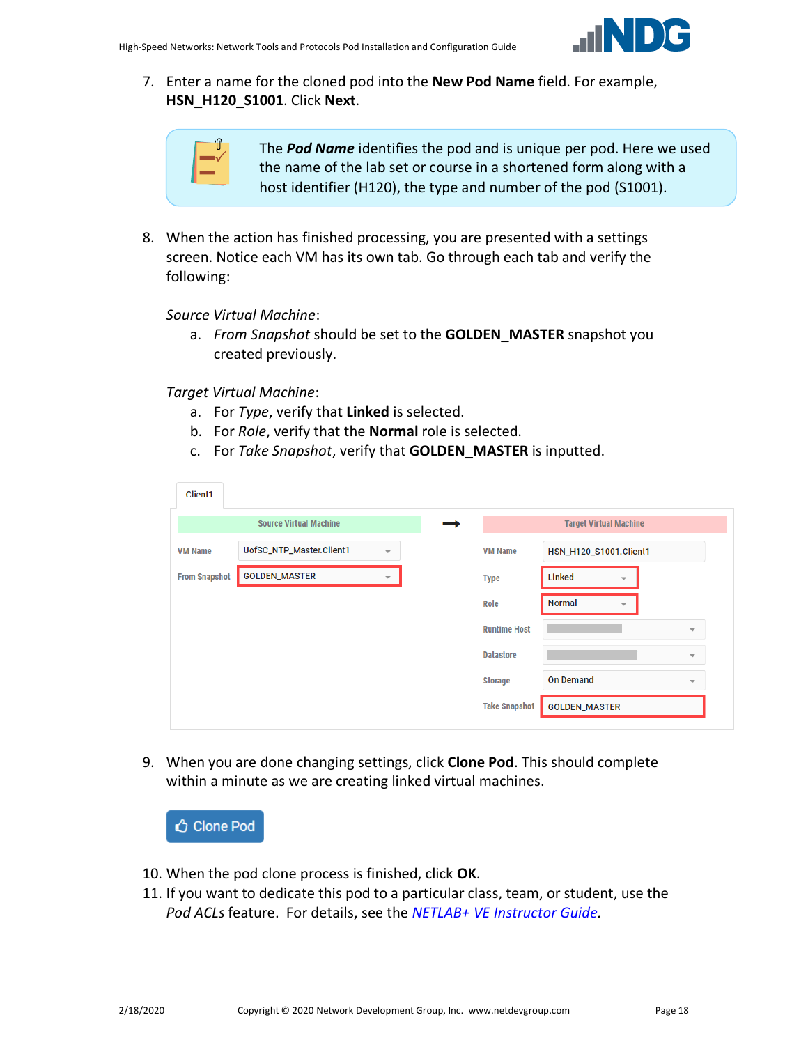7. Enter a name for the cloned pod into the **New Pod Name** field. For example, **HSN_H120_S1001**. Click **Next**.

The ***Pod Name*** identifies the pod and is unique per pod. Here we used the name of the lab set or course in a shortened form along with a host identifier (H120), the type and number of the pod (S1001).

8. When the action has finished processing, you are presented with a settings screen. Notice each VM has its own tab. Go through each tab and verify the following:

   *Source Virtual Machine*:
   a. *From Snapshot* should be set to the **GOLDEN_MASTER** snapshot you created previously.

   *Target Virtual Machine*:
   a. For *Type*, verify that **Linked** is selected.
   b. For *Role*, verify that the **Normal** role is selected.
   c. For *Take Snapshot*, verify that **GOLDEN_MASTER** is inputted.

9. When you are done changing settings, click **Clone Pod**. This should complete within a minute as we are creating linked virtual machines.

10. When the pod clone process is finished, click **OK**.
11. If you want to dedicate this pod to a particular class, team, or student, use the *Pod ACLs* feature. For details, see the [*NETLAB+ VE Instructor Guide*](#).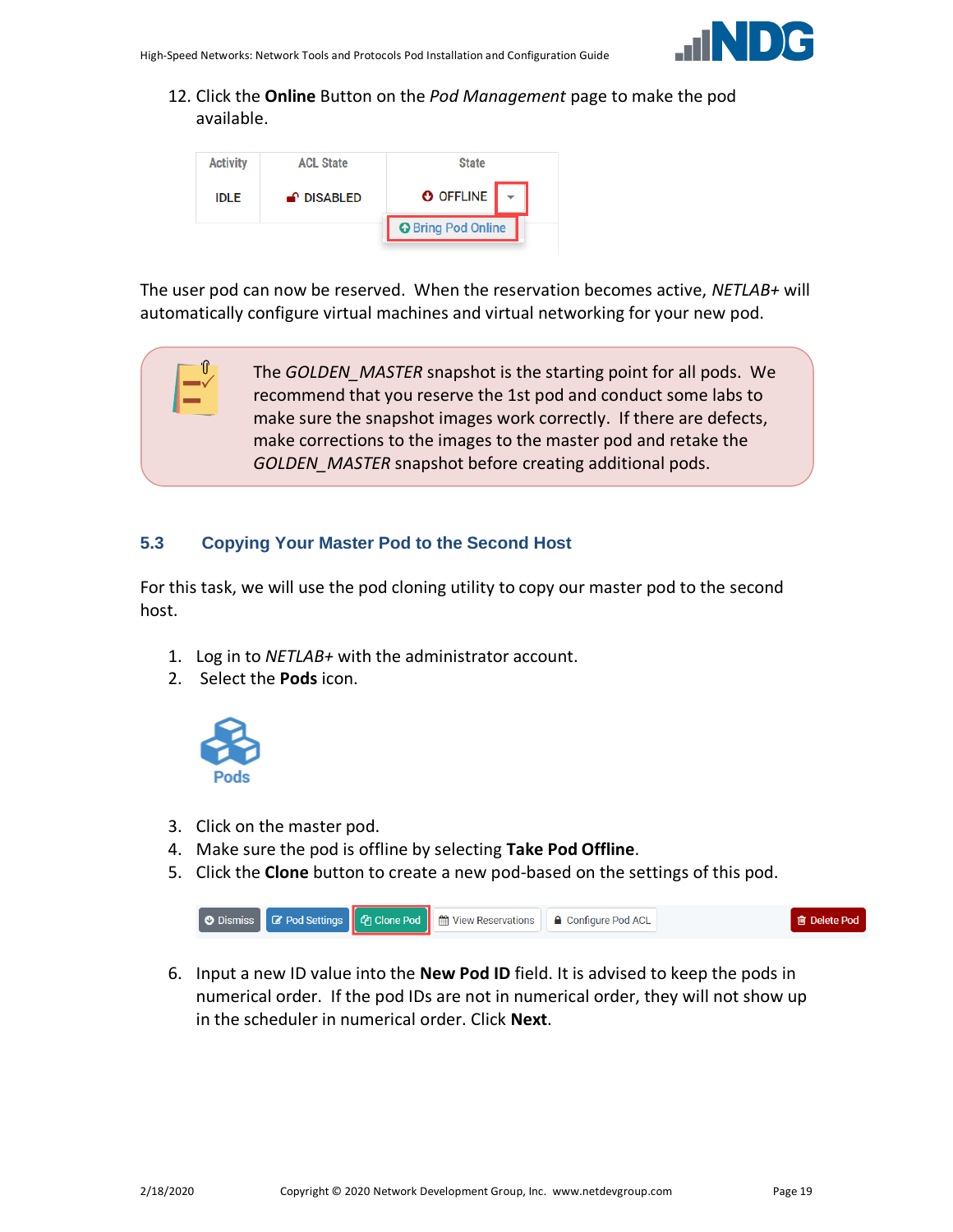12. Click the **Online** Button on the *Pod Management* page to make the pod available.

The user pod can now be reserved. When the reservation becomes active, *NETLAB+* will automatically configure virtual machines and virtual networking for your new pod.

> The *GOLDEN_MASTER* snapshot is the starting point for all pods. We recommend that you reserve the 1st pod and conduct some labs to make sure the snapshot images work correctly. If there are defects, make corrections to the images to the master pod and retake the *GOLDEN_MASTER* snapshot before creating additional pods.

## 5.3 Copying Your Master Pod to the Second Host

For this task, we will use the pod cloning utility to copy our master pod to the second host.

1. Log in to *NETLAB+* with the administrator account.
2. Select the **Pods** icon.
3. Click on the master pod.
4. Make sure the pod is offline by selecting **Take Pod Offline**.
5. Click the **Clone** button to create a new pod-based on the settings of this pod.
6. Input a new ID value into the **New Pod ID** field. It is advised to keep the pods in numerical order. If the pod IDs are not in numerical order, they will not show up in the scheduler in numerical order. Click **Next**.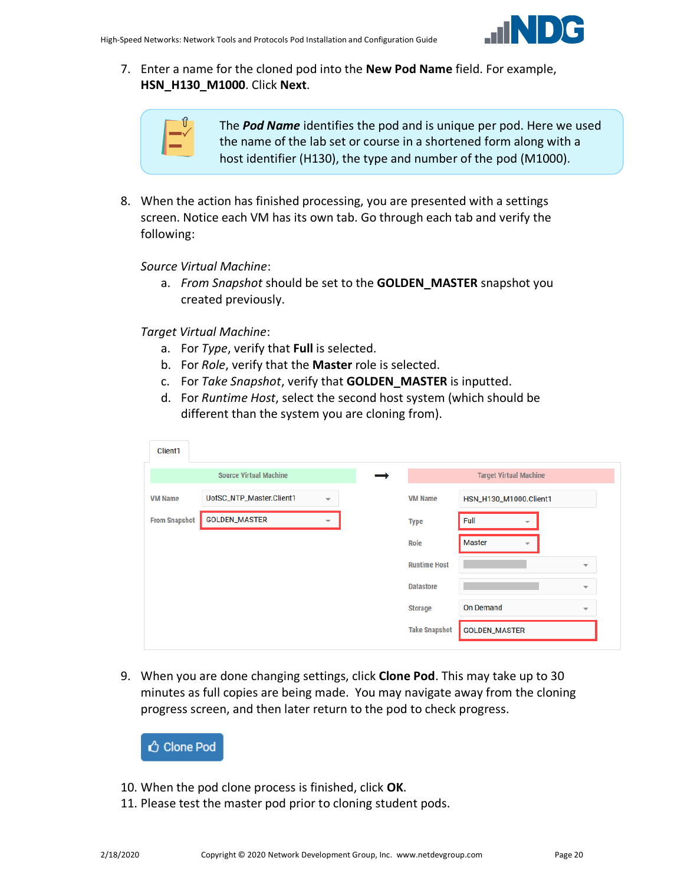7. Enter a name for the cloned pod into the **New Pod Name** field. For example, **HSN_H130_M1000**. Click **Next**.

The ***Pod Name*** identifies the pod and is unique per pod. Here we used the name of the lab set or course in a shortened form along with a host identifier (H130), the type and number of the pod (M1000).

8. When the action has finished processing, you are presented with a settings screen. Notice each VM has its own tab. Go through each tab and verify the following:

   *Source Virtual Machine*:
   a. *From Snapshot* should be set to the **GOLDEN_MASTER** snapshot you created previously.

   *Target Virtual Machine*:
   a. For *Type*, verify that **Full** is selected.
   b. For *Role*, verify that the **Master** role is selected.
   c. For *Take Snapshot*, verify that **GOLDEN_MASTER** is inputted.
   d. For *Runtime Host*, select the second host system (which should be different than the system you are cloning from).

9. When you are done changing settings, click **Clone Pod**. This may take up to 30 minutes as full copies are being made. You may navigate away from the cloning progress screen, and then later return to the pod to check progress.

10. When the pod clone process is finished, click **OK**.
11. Please test the master pod prior to cloning student pods.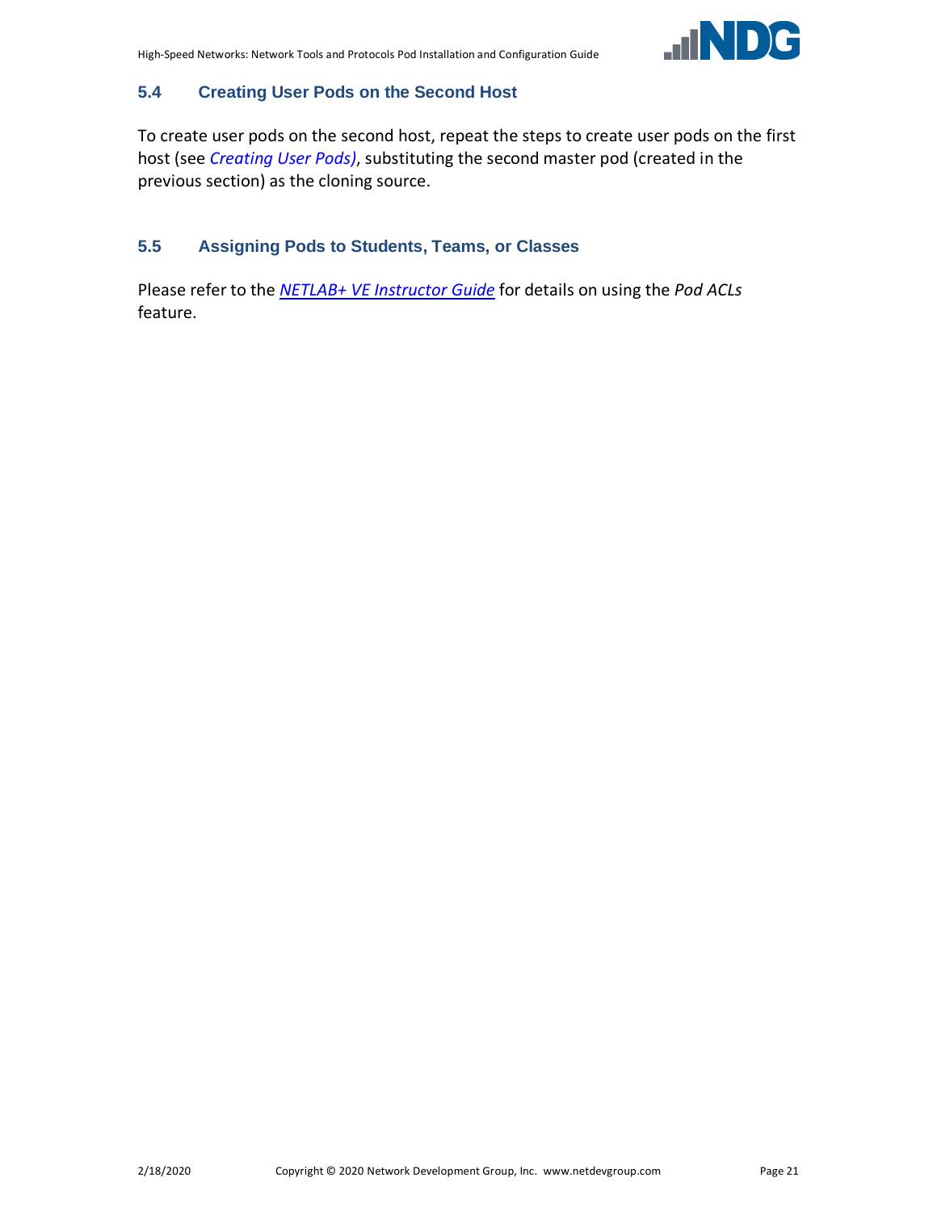### 5.4 Creating User Pods on the Second Host

To create user pods on the second host, repeat the steps to create user pods on the first host (see *Creating User Pods)*, substituting the second master pod (created in the previous section) as the cloning source.

### 5.5 Assigning Pods to Students, Teams, or Classes

Please refer to the *NETLAB+ VE Instructor Guide* for details on using the *Pod ACLs* feature.